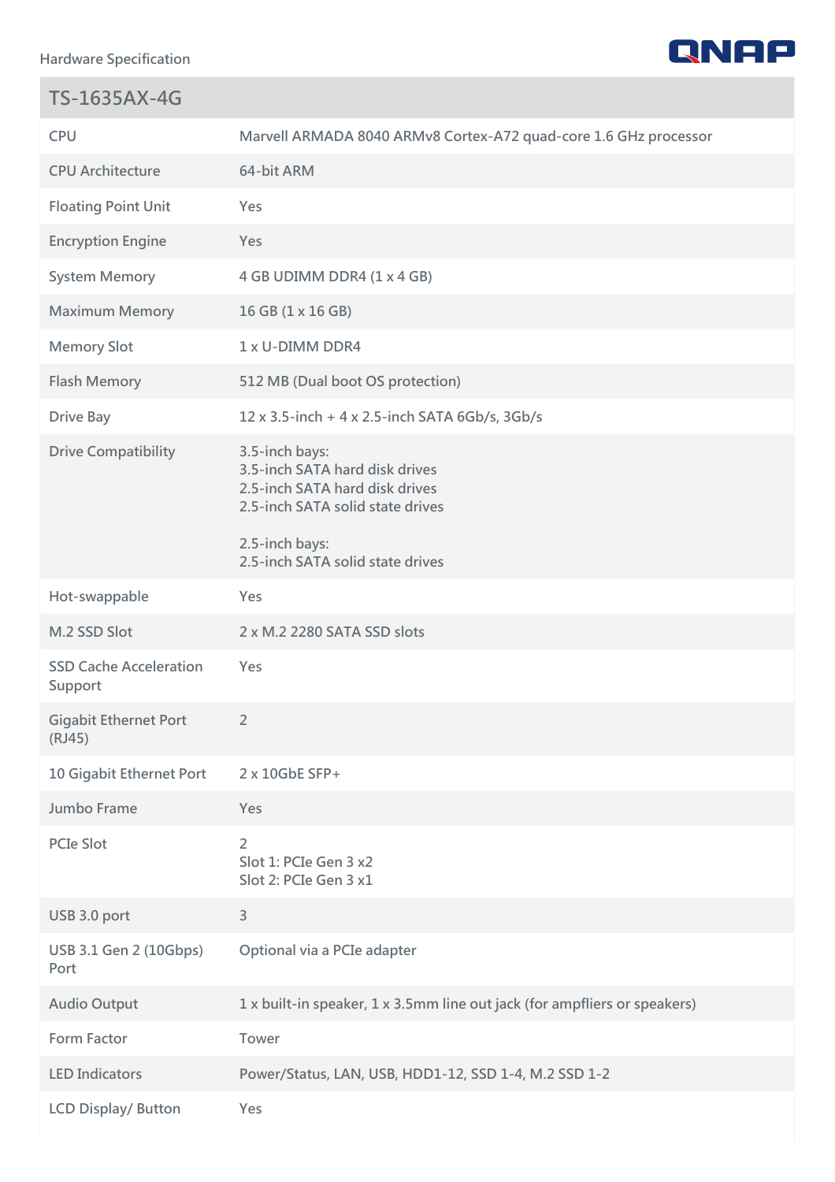Hardware Specification

## TS-1635AX-4G

| | |
|---|---|
| CPU | Marvell ARMADA 8040 ARMv8 Cortex-A72 quad-core 1.6 GHz processor |
| CPU Architecture | 64-bit ARM |
| Floating Point Unit | Yes |
| Encryption Engine | Yes |
| System Memory | 4 GB UDIMM DDR4 (1 x 4 GB) |
| Maximum Memory | 16 GB (1 x 16 GB) |
| Memory Slot | 1 x U-DIMM DDR4 |
| Flash Memory | 512 MB (Dual boot OS protection) |
| Drive Bay | 12 x 3.5-inch + 4 x 2.5-inch SATA 6Gb/s, 3Gb/s |
| Drive Compatibility | 3.5-inch bays:<br>3.5-inch SATA hard disk drives<br>2.5-inch SATA hard disk drives<br>2.5-inch SATA solid state drives<br><br>2.5-inch bays:<br>2.5-inch SATA solid state drives |
| Hot-swappable | Yes |
| M.2 SSD Slot | 2 x M.2 2280 SATA SSD slots |
| SSD Cache Acceleration Support | Yes |
| Gigabit Ethernet Port (RJ45) | 2 |
| 10 Gigabit Ethernet Port | 2 x 10GbE SFP+ |
| Jumbo Frame | Yes |
| PCIe Slot | 2<br>Slot 1: PCIe Gen 3 x2<br>Slot 2: PCIe Gen 3 x1 |
| USB 3.0 port | 3 |
| USB 3.1 Gen 2 (10Gbps) Port | Optional via a PCIe adapter |
| Audio Output | 1 x built-in speaker, 1 x 3.5mm line out jack (for ampfliers or speakers) |
| Form Factor | Tower |
| LED Indicators | Power/Status, LAN, USB, HDD1-12, SSD 1-4, M.2 SSD 1-2 |
| LCD Display/ Button | Yes |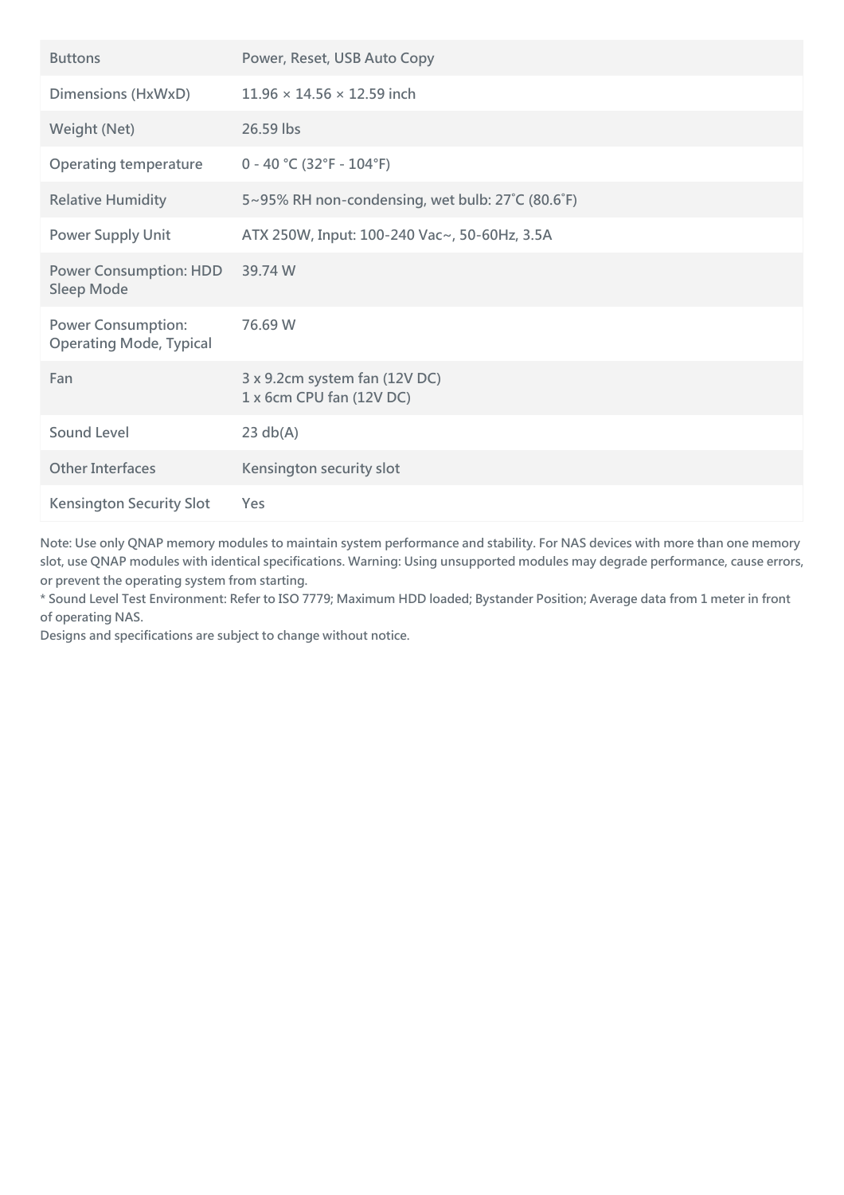| | |
|---|---|
| Buttons | Power, Reset, USB Auto Copy |
| Dimensions (HxWxD) | 11.96 × 14.56 × 12.59 inch |
| Weight (Net) | 26.59 lbs |
| Operating temperature | 0 - 40 °C (32°F - 104°F) |
| Relative Humidity | 5~95% RH non-condensing, wet bulb: 27˚C (80.6˚F) |
| Power Supply Unit | ATX 250W, Input: 100-240 Vac~, 50-60Hz, 3.5A |
| Power Consumption: HDD Sleep Mode | 39.74 W |
| Power Consumption: Operating Mode, Typical | 76.69 W |
| Fan | 3 x 9.2cm system fan (12V DC)<br>1 x 6cm CPU fan (12V DC) |
| Sound Level | 23 db(A) |
| Other Interfaces | Kensington security slot |
| Kensington Security Slot | Yes |

Note: Use only QNAP memory modules to maintain system performance and stability. For NAS devices with more than one memory slot, use QNAP modules with identical specifications. Warning: Using unsupported modules may degrade performance, cause errors, or prevent the operating system from starting.

* Sound Level Test Environment: Refer to ISO 7779; Maximum HDD loaded; Bystander Position; Average data from 1 meter in front of operating NAS.

Designs and specifications are subject to change without notice.